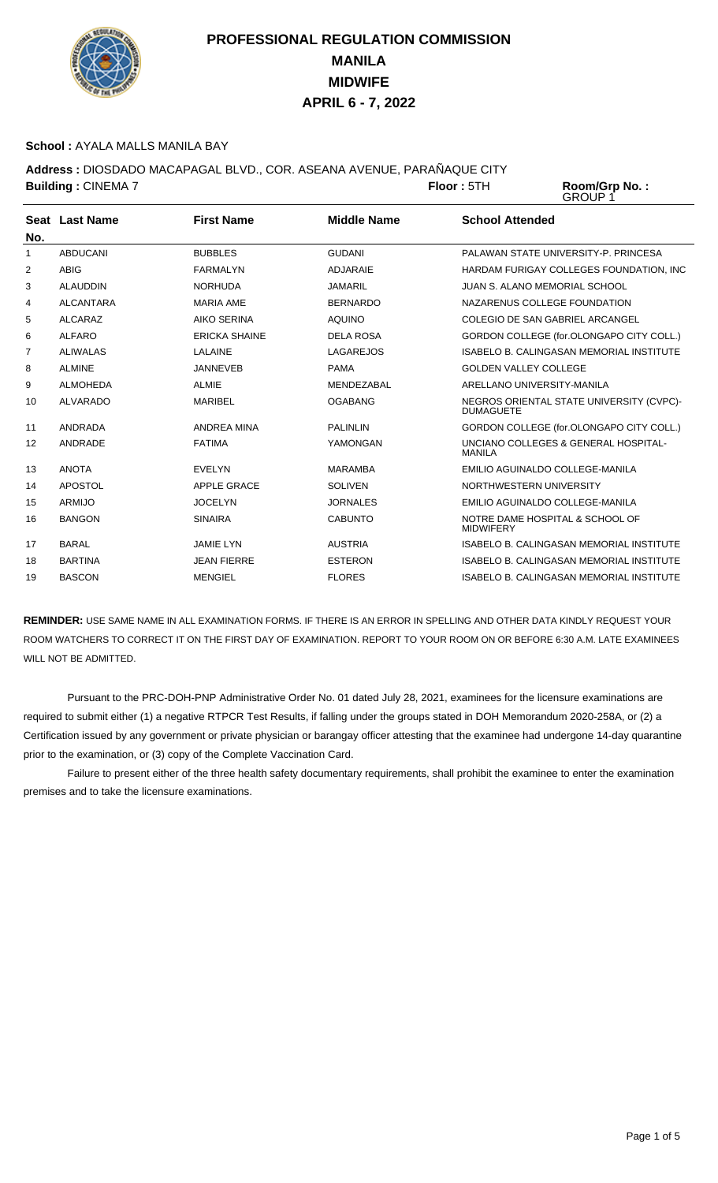# PROFESSIONAL REGULATION COMMISSION
## MANILA
## MIDWIFE
## APRIL 6 - 7, 2022

**School :** AYALA MALLS MANILA BAY

**Address :** DIOSDADO MACAPAGAL BLVD., COR. ASEANA AVENUE, PARAÑAQUE CITY

**Building :** CINEMA 7 **Floor :** 5TH **Room/Grp No. :** GROUP 1

| Seat No. | Last Name | First Name | Middle Name | School Attended |
|---|---|---|---|---|
| 1 | ABDUCANI | BUBBLES | GUDANI | PALAWAN STATE UNIVERSITY-P. PRINCESA |
| 2 | ABIG | FARMALYN | ADJARAIE | HARDAM FURIGAY COLLEGES FOUNDATION, INC |
| 3 | ALAUDDIN | NORHUDA | JAMARIL | JUAN S. ALANO MEMORIAL SCHOOL |
| 4 | ALCANTARA | MARIA AME | BERNARDO | NAZARENUS COLLEGE FOUNDATION |
| 5 | ALCARAZ | AIKO SERINA | AQUINO | COLEGIO DE SAN GABRIEL ARCANGEL |
| 6 | ALFARO | ERICKA SHAINE | DELA ROSA | GORDON COLLEGE (for.OLONGAPO CITY COLL.) |
| 7 | ALIWALAS | LALAINE | LAGAREJOS | ISABELO B. CALINGASAN MEMORIAL INSTITUTE |
| 8 | ALMINE | JANNEVEB | PAMA | GOLDEN VALLEY COLLEGE |
| 9 | ALMOHEDA | ALMIE | MENDEZABAL | ARELLANO UNIVERSITY-MANILA |
| 10 | ALVARADO | MARIBEL | OGABANG | NEGROS ORIENTAL STATE UNIVERSITY (CVPC)-DUMAGUETE |
| 11 | ANDRADA | ANDREA MINA | PALINLIN | GORDON COLLEGE (for.OLONGAPO CITY COLL.) |
| 12 | ANDRADE | FATIMA | YAMONGAN | UNCIANO COLLEGES & GENERAL HOSPITAL-MANILA |
| 13 | ANOTA | EVELYN | MARAMBA | EMILIO AGUINALDO COLLEGE-MANILA |
| 14 | APOSTOL | APPLE GRACE | SOLIVEN | NORTHWESTERN UNIVERSITY |
| 15 | ARMIJO | JOCELYN | JORNALES | EMILIO AGUINALDO COLLEGE-MANILA |
| 16 | BANGON | SINAIRA | CABUNTO | NOTRE DAME HOSPITAL & SCHOOL OF MIDWIFERY |
| 17 | BARAL | JAMIE LYN | AUSTRIA | ISABELO B. CALINGASAN MEMORIAL INSTITUTE |
| 18 | BARTINA | JEAN FIERRE | ESTERON | ISABELO B. CALINGASAN MEMORIAL INSTITUTE |
| 19 | BASCON | MENGIEL | FLORES | ISABELO B. CALINGASAN MEMORIAL INSTITUTE |

**REMINDER:** USE SAME NAME IN ALL EXAMINATION FORMS. IF THERE IS AN ERROR IN SPELLING AND OTHER DATA KINDLY REQUEST YOUR ROOM WATCHERS TO CORRECT IT ON THE FIRST DAY OF EXAMINATION. REPORT TO YOUR ROOM ON OR BEFORE 6:30 A.M. LATE EXAMINEES WILL NOT BE ADMITTED.

Pursuant to the PRC-DOH-PNP Administrative Order No. 01 dated July 28, 2021, examinees for the licensure examinations are required to submit either (1) a negative RTPCR Test Results, if falling under the groups stated in DOH Memorandum 2020-258A, or (2) a Certification issued by any government or private physician or barangay officer attesting that the examinee had undergone 14-day quarantine prior to the examination, or (3) copy of the Complete Vaccination Card.

Failure to present either of the three health safety documentary requirements, shall prohibit the examinee to enter the examination premises and to take the licensure examinations.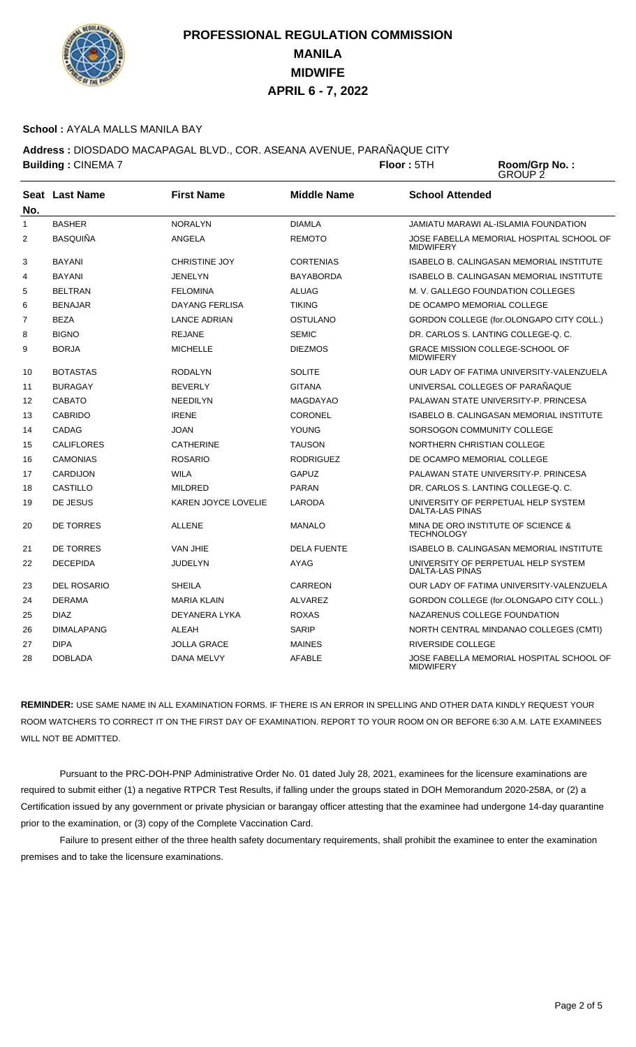# PROFESSIONAL REGULATION COMMISSION
# MANILA
# MIDWIFE
# APRIL 6 - 7, 2022

**School :** AYALA MALLS MANILA BAY

**Address :** DIOSDADO MACAPAGAL BLVD., COR. ASEANA AVENUE, PARAÑAQUE CITY

**Building :** CINEMA 7 **Floor :** 5TH **Room/Grp No. :** GROUP 2

| Seat No. | Last Name | First Name | Middle Name | School Attended |
|---|---|---|---|---|
| 1 | BASHER | NORALYN | DIAMLA | JAMIATU MARAWI AL-ISLAMIA FOUNDATION |
| 2 | BASQUIÑA | ANGELA | REMOTO | JOSE FABELLA MEMORIAL HOSPITAL SCHOOL OF MIDWIFERY |
| 3 | BAYANI | CHRISTINE JOY | CORTENIAS | ISABELO B. CALINGASAN MEMORIAL INSTITUTE |
| 4 | BAYANI | JENELYN | BAYABORDA | ISABELO B. CALINGASAN MEMORIAL INSTITUTE |
| 5 | BELTRAN | FELOMINA | ALUAG | M. V. GALLEGO FOUNDATION COLLEGES |
| 6 | BENAJAR | DAYANG FERLISA | TIKING | DE OCAMPO MEMORIAL COLLEGE |
| 7 | BEZA | LANCE ADRIAN | OSTULANO | GORDON COLLEGE (for.OLONGAPO CITY COLL.) |
| 8 | BIGNO | REJANE | SEMIC | DR. CARLOS S. LANTING COLLEGE-Q. C. |
| 9 | BORJA | MICHELLE | DIEZMOS | GRACE MISSION COLLEGE-SCHOOL OF MIDWIFERY |
| 10 | BOTASTAS | RODALYN | SOLITE | OUR LADY OF FATIMA UNIVERSITY-VALENZUELA |
| 11 | BURAGAY | BEVERLY | GITANA | UNIVERSAL COLLEGES OF PARAÑAQUE |
| 12 | CABATO | NEEDILYN | MAGDAYAO | PALAWAN STATE UNIVERSITY-P. PRINCESA |
| 13 | CABRIDO | IRENE | CORONEL | ISABELO B. CALINGASAN MEMORIAL INSTITUTE |
| 14 | CADAG | JOAN | YOUNG | SORSOGON COMMUNITY COLLEGE |
| 15 | CALIFLORES | CATHERINE | TAUSON | NORTHERN CHRISTIAN COLLEGE |
| 16 | CAMONIAS | ROSARIO | RODRIGUEZ | DE OCAMPO MEMORIAL COLLEGE |
| 17 | CARDIJON | WILA | GAPUZ | PALAWAN STATE UNIVERSITY-P. PRINCESA |
| 18 | CASTILLO | MILDRED | PARAN | DR. CARLOS S. LANTING COLLEGE-Q. C. |
| 19 | DE JESUS | KAREN JOYCE LOVELIE | LARODA | UNIVERSITY OF PERPETUAL HELP SYSTEM DALTA-LAS PINAS |
| 20 | DE TORRES | ALLENE | MANALO | MINA DE ORO INSTITUTE OF SCIENCE & TECHNOLOGY |
| 21 | DE TORRES | VAN JHIE | DELA FUENTE | ISABELO B. CALINGASAN MEMORIAL INSTITUTE |
| 22 | DECEPIDA | JUDELYN | AYAG | UNIVERSITY OF PERPETUAL HELP SYSTEM DALTA-LAS PINAS |
| 23 | DEL ROSARIO | SHEILA | CARREON | OUR LADY OF FATIMA UNIVERSITY-VALENZUELA |
| 24 | DERAMA | MARIA KLAIN | ALVAREZ | GORDON COLLEGE (for.OLONGAPO CITY COLL.) |
| 25 | DIAZ | DEYANERA LYKA | ROXAS | NAZARENUS COLLEGE FOUNDATION |
| 26 | DIMALAPANG | ALEAH | SARIP | NORTH CENTRAL MINDANAO COLLEGES (CMTI) |
| 27 | DIPA | JOLLA GRACE | MAINES | RIVERSIDE COLLEGE |
| 28 | DOBLADA | DANA MELVY | AFABLE | JOSE FABELLA MEMORIAL HOSPITAL SCHOOL OF MIDWIFERY |

**REMINDER:** USE SAME NAME IN ALL EXAMINATION FORMS. IF THERE IS AN ERROR IN SPELLING AND OTHER DATA KINDLY REQUEST YOUR ROOM WATCHERS TO CORRECT IT ON THE FIRST DAY OF EXAMINATION. REPORT TO YOUR ROOM ON OR BEFORE 6:30 A.M. LATE EXAMINEES WILL NOT BE ADMITTED.

Pursuant to the PRC-DOH-PNP Administrative Order No. 01 dated July 28, 2021, examinees for the licensure examinations are required to submit either (1) a negative RTPCR Test Results, if falling under the groups stated in DOH Memorandum 2020-258A, or (2) a Certification issued by any government or private physician or barangay officer attesting that the examinee had undergone 14-day quarantine prior to the examination, or (3) copy of the Complete Vaccination Card.

Failure to present either of the three health safety documentary requirements, shall prohibit the examinee to enter the examination premises and to take the licensure examinations.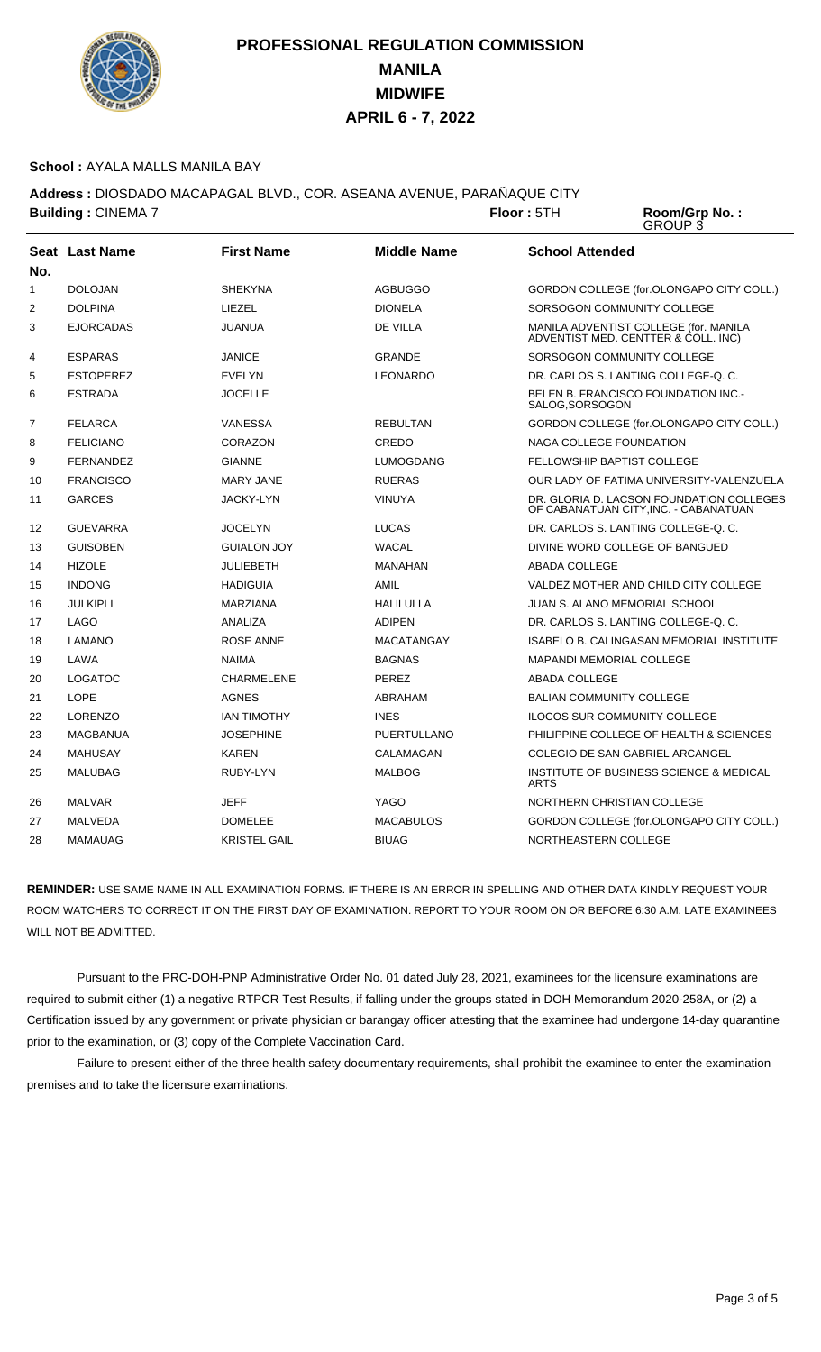# PROFESSIONAL REGULATION COMMISSION
## MANILA
## MIDWIFE
## APRIL 6 - 7, 2022

**School :** AYALA MALLS MANILA BAY

**Address :** DIOSDADO MACAPAGAL BLVD., COR. ASEANA AVENUE, PARAÑAQUE CITY

**Building :** CINEMA 7 **Floor :** 5TH **Room/Grp No. :** GROUP 3

| Seat No. | Last Name | First Name | Middle Name | School Attended |
|---|---|---|---|---|
| 1 | DOLOJAN | SHEKYNA | AGBUGGO | GORDON COLLEGE (for.OLONGAPO CITY COLL.) |
| 2 | DOLPINA | LIEZEL | DIONELA | SORSOGON COMMUNITY COLLEGE |
| 3 | EJORCADAS | JUANUA | DE VILLA | MANILA ADVENTIST COLLEGE (for. MANILA ADVENTIST MED. CENTTER & COLL. INC) |
| 4 | ESPARAS | JANICE | GRANDE | SORSOGON COMMUNITY COLLEGE |
| 5 | ESTOPEREZ | EVELYN | LEONARDO | DR. CARLOS S. LANTING COLLEGE-Q. C. |
| 6 | ESTRADA | JOCELLE | | BELEN B. FRANCISCO FOUNDATION INC.-SALOG,SORSOGON |
| 7 | FELARCA | VANESSA | REBULTAN | GORDON COLLEGE (for.OLONGAPO CITY COLL.) |
| 8 | FELICIANO | CORAZON | CREDO | NAGA COLLEGE FOUNDATION |
| 9 | FERNANDEZ | GIANNE | LUMOGDANG | FELLOWSHIP BAPTIST COLLEGE |
| 10 | FRANCISCO | MARY JANE | RUERAS | OUR LADY OF FATIMA UNIVERSITY-VALENZUELA |
| 11 | GARCES | JACKY-LYN | VINUYA | DR. GLORIA D. LACSON FOUNDATION COLLEGES OF CABANATUAN CITY,INC. - CABANATUAN |
| 12 | GUEVARRA | JOCELYN | LUCAS | DR. CARLOS S. LANTING COLLEGE-Q. C. |
| 13 | GUISOBEN | GUIALON JOY | WACAL | DIVINE WORD COLLEGE OF BANGUED |
| 14 | HIZOLE | JULIEBETH | MANAHAN | ABADA COLLEGE |
| 15 | INDONG | HADIGUIA | AMIL | VALDEZ MOTHER AND CHILD CITY COLLEGE |
| 16 | JULKIPLI | MARZIANA | HALILULLA | JUAN S. ALANO MEMORIAL SCHOOL |
| 17 | LAGO | ANALIZA | ADIPEN | DR. CARLOS S. LANTING COLLEGE-Q. C. |
| 18 | LAMANO | ROSE ANNE | MACATANGAY | ISABELO B. CALINGASAN MEMORIAL INSTITUTE |
| 19 | LAWA | NAIMA | BAGNAS | MAPANDI MEMORIAL COLLEGE |
| 20 | LOGATOC | CHARMELENE | PEREZ | ABADA COLLEGE |
| 21 | LOPE | AGNES | ABRAHAM | BALIAN COMMUNITY COLLEGE |
| 22 | LORENZO | IAN TIMOTHY | INES | ILOCOS SUR COMMUNITY COLLEGE |
| 23 | MAGBANUA | JOSEPHINE | PUERTULLANO | PHILIPPINE COLLEGE OF HEALTH & SCIENCES |
| 24 | MAHUSAY | KAREN | CALAMAGAN | COLEGIO DE SAN GABRIEL ARCANGEL |
| 25 | MALUBAG | RUBY-LYN | MALBOG | INSTITUTE OF BUSINESS SCIENCE & MEDICAL ARTS |
| 26 | MALVAR | JEFF | YAGO | NORTHERN CHRISTIAN COLLEGE |
| 27 | MALVEDA | DOMELEE | MACABULOS | GORDON COLLEGE (for.OLONGAPO CITY COLL.) |
| 28 | MAMAUAG | KRISTEL GAIL | BIUAG | NORTHEASTERN COLLEGE |

**REMINDER:** USE SAME NAME IN ALL EXAMINATION FORMS. IF THERE IS AN ERROR IN SPELLING AND OTHER DATA KINDLY REQUEST YOUR ROOM WATCHERS TO CORRECT IT ON THE FIRST DAY OF EXAMINATION. REPORT TO YOUR ROOM ON OR BEFORE 6:30 A.M. LATE EXAMINEES WILL NOT BE ADMITTED.

Pursuant to the PRC-DOH-PNP Administrative Order No. 01 dated July 28, 2021, examinees for the licensure examinations are required to submit either (1) a negative RTPCR Test Results, if falling under the groups stated in DOH Memorandum 2020-258A, or (2) a Certification issued by any government or private physician or barangay officer attesting that the examinee had undergone 14-day quarantine prior to the examination, or (3) copy of the Complete Vaccination Card.

Failure to present either of the three health safety documentary requirements, shall prohibit the examinee to enter the examination premises and to take the licensure examinations.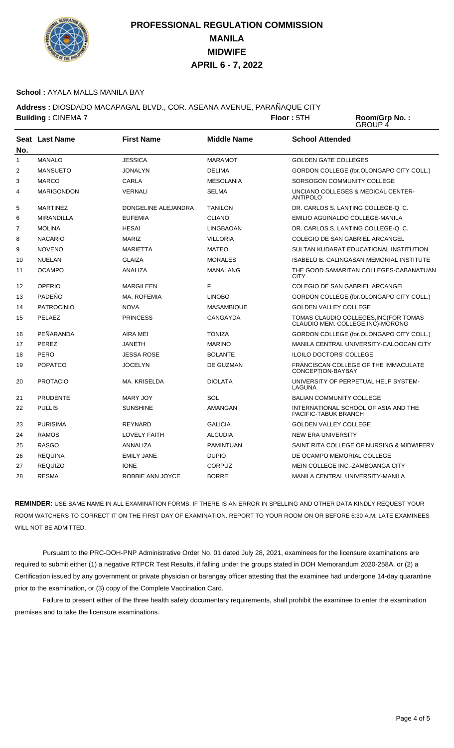# PROFESSIONAL REGULATION COMMISSION
# MANILA
# MIDWIFE
# APRIL 6 - 7, 2022

**School :** AYALA MALLS MANILA BAY

**Address :** DIOSDADO MACAPAGAL BLVD., COR. ASEANA AVENUE, PARAÑAQUE CITY

**Building :** CINEMA 7 **Floor :** 5TH **Room/Grp No. :** GROUP 4

| Seat No. | Last Name | First Name | Middle Name | School Attended |
|---|---|---|---|---|
| 1 | MANALO | JESSICA | MARAMOT | GOLDEN GATE COLLEGES |
| 2 | MANSUETO | JONALYN | DELIMA | GORDON COLLEGE (for.OLONGAPO CITY COLL.) |
| 3 | MARCO | CARLA | MESOLANIA | SORSOGON COMMUNITY COLLEGE |
| 4 | MARIGONDON | VERNALI | SELMA | UNCIANO COLLEGES & MEDICAL CENTER-ANTIPOLO |
| 5 | MARTINEZ | DONGELINE ALEJANDRA | TANILON | DR. CARLOS S. LANTING COLLEGE-Q. C. |
| 6 | MIRANDILLA | EUFEMIA | CLIANO | EMILIO AGUINALDO COLLEGE-MANILA |
| 7 | MOLINA | HESAI | LINGBAOAN | DR. CARLOS S. LANTING COLLEGE-Q. C. |
| 8 | NACARIO | MARIZ | VILLORIA | COLEGIO DE SAN GABRIEL ARCANGEL |
| 9 | NOVENO | MARIETTA | MATEO | SULTAN KUDARAT EDUCATIONAL INSTITUTION |
| 10 | NUELAN | GLAIZA | MORALES | ISABELO B. CALINGASAN MEMORIAL INSTITUTE |
| 11 | OCAMPO | ANALIZA | MANALANG | THE GOOD SAMARITAN COLLEGES-CABANATUAN CITY |
| 12 | OPERIO | MARGILEEN | F | COLEGIO DE SAN GABRIEL ARCANGEL |
| 13 | PADEÑO | MA. ROFEMIA | LINOBO | GORDON COLLEGE (for.OLONGAPO CITY COLL.) |
| 14 | PATROCINIO | NOVA | MASAMBIQUE | GOLDEN VALLEY COLLEGE |
| 15 | PELAEZ | PRINCESS | CANGAYDA | TOMAS CLAUDIO COLLEGES,INC(FOR TOMAS CLAUDIO MEM. COLLEGE,INC)-MORONG |
| 16 | PEÑARANDA | AIRA MEI | TONIZA | GORDON COLLEGE (for.OLONGAPO CITY COLL.) |
| 17 | PEREZ | JANETH | MARINO | MANILA CENTRAL UNIVERSITY-CALOOCAN CITY |
| 18 | PERO | JESSA ROSE | BOLANTE | ILOILO DOCTORS' COLLEGE |
| 19 | POPATCO | JOCELYN | DE GUZMAN | FRANCISCAN COLLEGE OF THE IMMACULATE CONCEPTION-BAYBAY |
| 20 | PROTACIO | MA. KRISELDA | DIOLATA | UNIVERSITY OF PERPETUAL HELP SYSTEM-LAGUNA |
| 21 | PRUDENTE | MARY JOY | SOL | BALIAN COMMUNITY COLLEGE |
| 22 | PULLIS | SUNSHINE | AMANGAN | INTERNATIONAL SCHOOL OF ASIA AND THE PACIFIC-TABUK BRANCH |
| 23 | PURISIMA | REYNARD | GALICIA | GOLDEN VALLEY COLLEGE |
| 24 | RAMOS | LOVELY FAITH | ALCUDIA | NEW ERA UNIVERSITY |
| 25 | RASGO | ANNALIZA | PAMINTUAN | SAINT RITA COLLEGE OF NURSING & MIDWIFERY |
| 26 | REQUINA | EMILY JANE | DUPIO | DE OCAMPO MEMORIAL COLLEGE |
| 27 | REQUIZO | IONE | CORPUZ | MEIN COLLEGE INC.-ZAMBOANGA CITY |
| 28 | RESMA | ROBBIE ANN JOYCE | BORRE | MANILA CENTRAL UNIVERSITY-MANILA |

**REMINDER:** USE SAME NAME IN ALL EXAMINATION FORMS. IF THERE IS AN ERROR IN SPELLING AND OTHER DATA KINDLY REQUEST YOUR ROOM WATCHERS TO CORRECT IT ON THE FIRST DAY OF EXAMINATION. REPORT TO YOUR ROOM ON OR BEFORE 6:30 A.M. LATE EXAMINEES WILL NOT BE ADMITTED.

Pursuant to the PRC-DOH-PNP Administrative Order No. 01 dated July 28, 2021, examinees for the licensure examinations are required to submit either (1) a negative RTPCR Test Results, if falling under the groups stated in DOH Memorandum 2020-258A, or (2) a Certification issued by any government or private physician or barangay officer attesting that the examinee had undergone 14-day quarantine prior to the examination, or (3) copy of the Complete Vaccination Card.

Failure to present either of the three health safety documentary requirements, shall prohibit the examinee to enter the examination premises and to take the licensure examinations.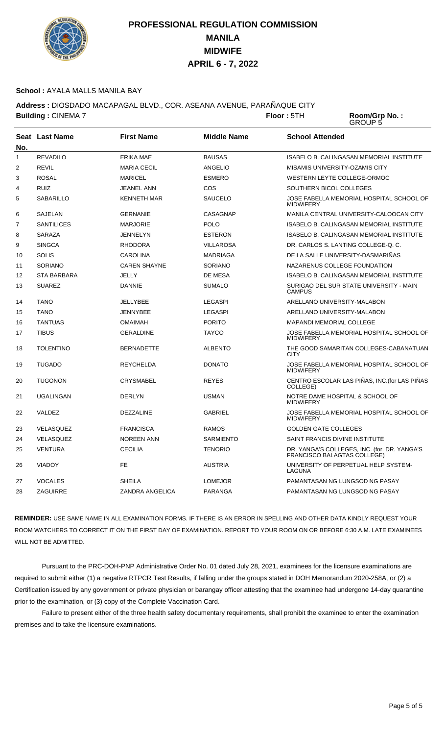# PROFESSIONAL REGULATION COMMISSION
## MANILA
## MIDWIFE
## APRIL 6 - 7, 2022

**School :** AYALA MALLS MANILA BAY

**Address :** DIOSDADO MACAPAGAL BLVD., COR. ASEANA AVENUE, PARAÑAQUE CITY

**Building :** CINEMA 7 **Floor :** 5TH **Room/Grp No. :** GROUP 5

| Seat No. | Last Name | First Name | Middle Name | School Attended |
|---|---|---|---|---|
| 1 | REVADILO | ERIKA MAE | BAUSAS | ISABELO B. CALINGASAN MEMORIAL INSTITUTE |
| 2 | REVIL | MARIA CECIL | ANGELIO | MISAMIS UNIVERSITY-OZAMIS CITY |
| 3 | ROSAL | MARICEL | ESMERO | WESTERN LEYTE COLLEGE-ORMOC |
| 4 | RUIZ | JEANEL ANN | COS | SOUTHERN BICOL COLLEGES |
| 5 | SABARILLO | KENNETH MAR | SAUCELO | JOSE FABELLA MEMORIAL HOSPITAL SCHOOL OF MIDWIFERY |
| 6 | SAJELAN | GERNANIE | CASAGNAP | MANILA CENTRAL UNIVERSITY-CALOOCAN CITY |
| 7 | SANTILICES | MARJORIE | POLO | ISABELO B. CALINGASAN MEMORIAL INSTITUTE |
| 8 | SARAZA | JENNELYN | ESTERON | ISABELO B. CALINGASAN MEMORIAL INSTITUTE |
| 9 | SINGCA | RHODORA | VILLAROSA | DR. CARLOS S. LANTING COLLEGE-Q. C. |
| 10 | SOLIS | CAROLINA | MADRIAGA | DE LA SALLE UNIVERSITY-DASMARIÑAS |
| 11 | SORIANO | CAREN SHAYNE | SORIANO | NAZARENUS COLLEGE FOUNDATION |
| 12 | STA BARBARA | JELLY | DE MESA | ISABELO B. CALINGASAN MEMORIAL INSTITUTE |
| 13 | SUAREZ | DANNIE | SUMALO | SURIGAO DEL SUR STATE UNIVERSITY - MAIN CAMPUS |
| 14 | TANO | JELLYBEE | LEGASPI | ARELLANO UNIVERSITY-MALABON |
| 15 | TANO | JENNYBEE | LEGASPI | ARELLANO UNIVERSITY-MALABON |
| 16 | TANTUAS | OMAIMAH | PORITO | MAPANDI MEMORIAL COLLEGE |
| 17 | TIBUS | GERALDINE | TAYCO | JOSE FABELLA MEMORIAL HOSPITAL SCHOOL OF MIDWIFERY |
| 18 | TOLENTINO | BERNADETTE | ALBENTO | THE GOOD SAMARITAN COLLEGES-CABANATUAN CITY |
| 19 | TUGADO | REYCHELDA | DONATO | JOSE FABELLA MEMORIAL HOSPITAL SCHOOL OF MIDWIFERY |
| 20 | TUGONON | CRYSMABEL | REYES | CENTRO ESCOLAR LAS PIÑAS, INC.(for LAS PIÑAS COLLEGE) |
| 21 | UGALINGAN | DERLYN | USMAN | NOTRE DAME HOSPITAL & SCHOOL OF MIDWIFERY |
| 22 | VALDEZ | DEZZALINE | GABRIEL | JOSE FABELLA MEMORIAL HOSPITAL SCHOOL OF MIDWIFERY |
| 23 | VELASQUEZ | FRANCISCA | RAMOS | GOLDEN GATE COLLEGES |
| 24 | VELASQUEZ | NOREEN ANN | SARMIENTO | SAINT FRANCIS DIVINE INSTITUTE |
| 25 | VENTURA | CECILIA | TENORIO | DR. YANGA'S COLLEGES, INC. (for. DR. YANGA'S FRANCISCO BALAGTAS COLLEGE) |
| 26 | VIADOY | FE | AUSTRIA | UNIVERSITY OF PERPETUAL HELP SYSTEM-LAGUNA |
| 27 | VOCALES | SHEILA | LOMEJOR | PAMANTASAN NG LUNGSOD NG PASAY |
| 28 | ZAGUIRRE | ZANDRA ANGELICA | PARANGA | PAMANTASAN NG LUNGSOD NG PASAY |

**REMINDER:** USE SAME NAME IN ALL EXAMINATION FORMS. IF THERE IS AN ERROR IN SPELLING AND OTHER DATA KINDLY REQUEST YOUR ROOM WATCHERS TO CORRECT IT ON THE FIRST DAY OF EXAMINATION. REPORT TO YOUR ROOM ON OR BEFORE 6:30 A.M. LATE EXAMINEES WILL NOT BE ADMITTED.

Pursuant to the PRC-DOH-PNP Administrative Order No. 01 dated July 28, 2021, examinees for the licensure examinations are required to submit either (1) a negative RTPCR Test Results, if falling under the groups stated in DOH Memorandum 2020-258A, or (2) a Certification issued by any government or private physician or barangay officer attesting that the examinee had undergone 14-day quarantine prior to the examination, or (3) copy of the Complete Vaccination Card.

Failure to present either of the three health safety documentary requirements, shall prohibit the examinee to enter the examination premises and to take the licensure examinations.